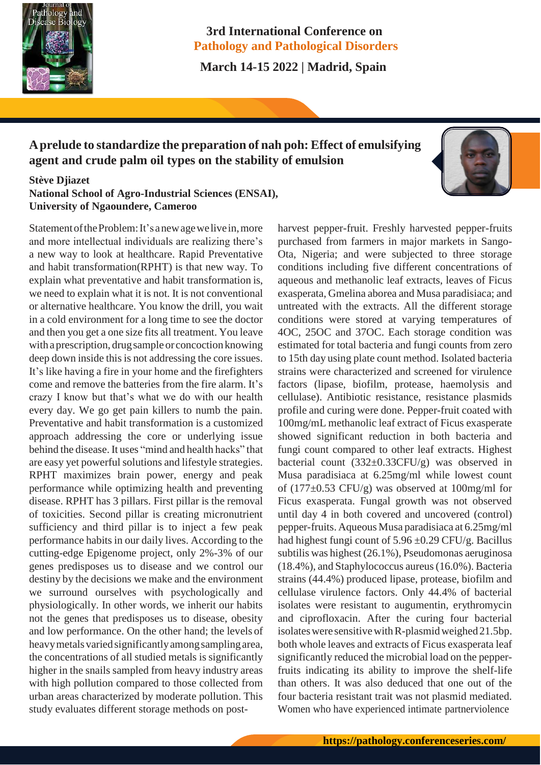3rd International Conference on
Pathology and Pathological Disorders

March 14-15 2022 | Madrid, Spain

## A prelude to standardize the preparation of nah poh: Effect of emulsifying agent and crude palm oil types on the stability of emulsion

**Stève Djiazet**
**National School of Agro-Industrial Sciences (ENSAI), University of Ngaoundere, Cameroo**

Statement of the Problem: It's a new age we live in, more and more intellectual individuals are realizing there's a new way to look at healthcare. Rapid Preventative and habit transformation(RPHT) is that new way. To explain what preventative and habit transformation is, we need to explain what it is not. It is not conventional or alternative healthcare. You know the drill, you wait in a cold environment for a long time to see the doctor and then you get a one size fits all treatment. You leave with a prescription, drug sample or concoction knowing deep down inside this is not addressing the core issues. It's like having a fire in your home and the firefighters come and remove the batteries from the fire alarm. It's crazy I know but that's what we do with our health every day. We go get pain killers to numb the pain. Preventative and habit transformation is a customized approach addressing the core or underlying issue behind the disease. It uses "mind and health hacks" that are easy yet powerful solutions and lifestyle strategies. RPHT maximizes brain power, energy and peak performance while optimizing health and preventing disease. RPHT has 3 pillars. First pillar is the removal of toxicities. Second pillar is creating micronutrient sufficiency and third pillar is to inject a few peak performance habits in our daily lives. According to the cutting-edge Epigenome project, only 2%-3% of our genes predisposes us to disease and we control our destiny by the decisions we make and the environment we surround ourselves with psychologically and physiologically. In other words, we inherit our habits not the genes that predisposes us to disease, obesity and low performance. On the other hand; the levels of heavy metals varied significantly among sampling area, the concentrations of all studied metals is significantly higher in the snails sampled from heavy industry areas with high pollution compared to those collected from urban areas characterized by moderate pollution. This study evaluates different storage methods on post-harvest pepper-fruit. Freshly harvested pepper-fruits purchased from farmers in major markets in Sango-Ota, Nigeria; and were subjected to three storage conditions including five different concentrations of aqueous and methanolic leaf extracts, leaves of Ficus exasperata, Gmelina aborea and Musa paradisiaca; and untreated with the extracts. All the different storage conditions were stored at varying temperatures of 4OC, 25OC and 37OC. Each storage condition was estimated for total bacteria and fungi counts from zero to 15th day using plate count method. Isolated bacteria strains were characterized and screened for virulence factors (lipase, biofilm, protease, haemolysis and cellulase). Antibiotic resistance, resistance plasmids profile and curing were done. Pepper-fruit coated with 100mg/mL methanolic leaf extract of Ficus exasperate showed significant reduction in both bacteria and fungi count compared to other leaf extracts. Highest bacterial count ($332\pm0.33$CFU/g) was observed in Musa paradisiaca at 6.25mg/ml while lowest count of ($177\pm0.53$ CFU/g) was observed at 100mg/ml for Ficus exasperata. Fungal growth was not observed until day 4 in both covered and uncovered (control) pepper-fruits. Aqueous Musa paradisiaca at 6.25mg/ml had highest fungi count of $5.96 \pm0.29$ CFU/g. Bacillus subtilis was highest (26.1%), Pseudomonas aeruginosa (18.4%), and Staphylococcus aureus (16.0%). Bacteria strains (44.4%) produced lipase, protease, biofilm and cellulase virulence factors. Only 44.4% of bacterial isolates were resistant to augumentin, erythromycin and ciprofloxacin. After the curing four bacterial isolates were sensitive with R-plasmid weighed 21.5bp. both whole leaves and extracts of Ficus exasperata leaf significantly reduced the microbial load on the pepper-fruits indicating its ability to improve the shelf-life than others. It was also deduced that one out of the four bacteria resistant trait was not plasmid mediated. Women who have experienced intimate partnerviolence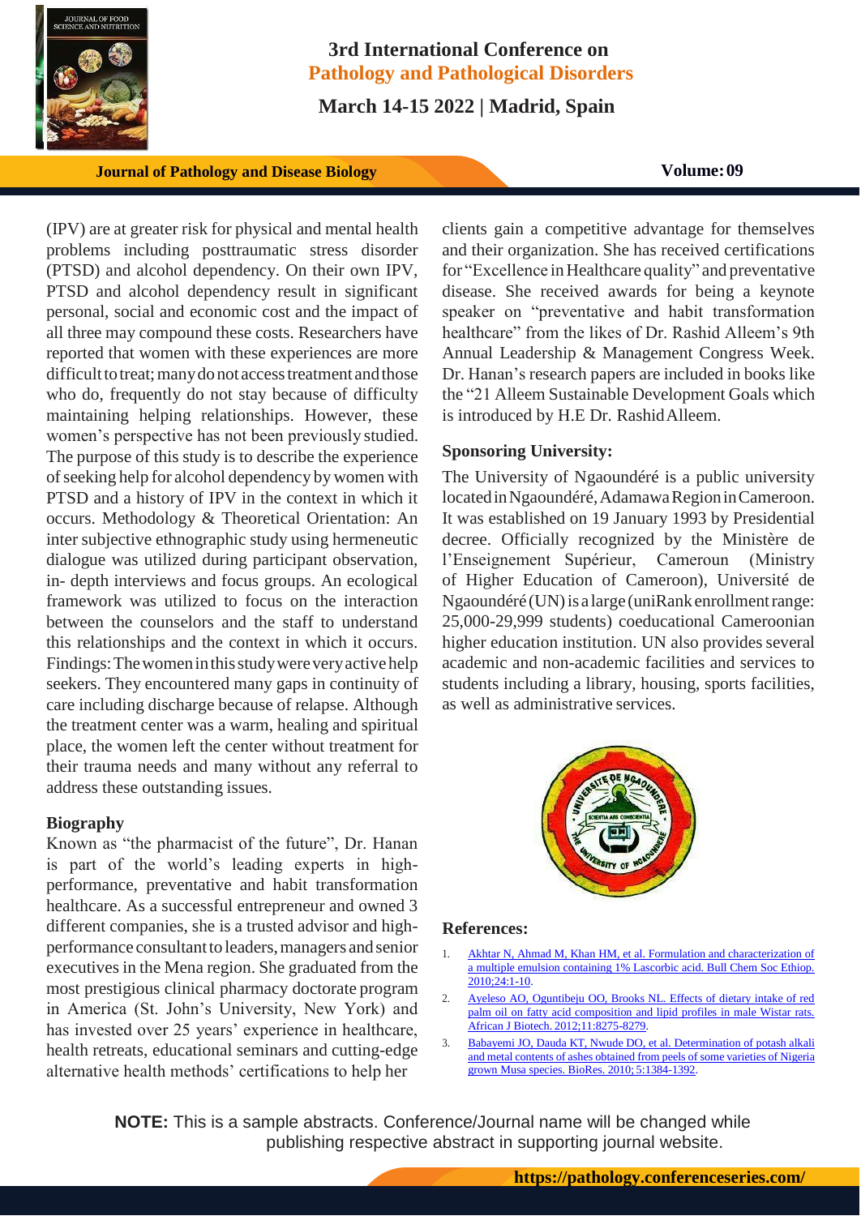(IPV) are at greater risk for physical and mental health problems including posttraumatic stress disorder (PTSD) and alcohol dependency. On their own IPV, PTSD and alcohol dependency result in significant personal, social and economic cost and the impact of all three may compound these costs. Researchers have reported that women with these experiences are more difficult to treat; many do not access treatment and those who do, frequently do not stay because of difficulty maintaining helping relationships. However, these women's perspective has not been previously studied. The purpose of this study is to describe the experience of seeking help for alcohol dependency by women with PTSD and a history of IPV in the context in which it occurs. Methodology & Theoretical Orientation: An inter subjective ethnographic study using hermeneutic dialogue was utilized during participant observation, in- depth interviews and focus groups. An ecological framework was utilized to focus on the interaction between the counselors and the staff to understand this relationships and the context in which it occurs. Findings: The women in this study were very active help seekers. They encountered many gaps in continuity of care including discharge because of relapse. Although the treatment center was a warm, healing and spiritual place, the women left the center without treatment for their trauma needs and many without any referral to address these outstanding issues.

### Biography

Known as "the pharmacist of the future", Dr. Hanan is part of the world's leading experts in high-performance, preventative and habit transformation healthcare. As a successful entrepreneur and owned 3 different companies, she is a trusted advisor and high-performance consultant to leaders, managers and senior executives in the Mena region. She graduated from the most prestigious clinical pharmacy doctorate program in America (St. John's University, New York) and has invested over 25 years' experience in healthcare, health retreats, educational seminars and cutting-edge alternative health methods' certifications to help her clients gain a competitive advantage for themselves and their organization. She has received certifications for "Excellence in Healthcare quality" and preventative disease. She received awards for being a keynote speaker on "preventative and habit transformation healthcare" from the likes of Dr. Rashid Alleem's 9th Annual Leadership & Management Congress Week. Dr. Hanan's research papers are included in books like the "21 Alleem Sustainable Development Goals which is introduced by H.E Dr. Rashid Alleem.

### Sponsoring University:

The University of Ngaoundéré is a public university located in Ngaoundéré, Adamawa Region in Cameroon. It was established on 19 January 1993 by Presidential decree. Officially recognized by the Ministère de l'Enseignement Supérieur, Cameroun (Ministry of Higher Education of Cameroon), Université de Ngaoundéré (UN) is a large (uniRank enrollment range: 25,000-29,999 students) coeducational Cameroonian higher education institution. UN also provides several academic and non-academic facilities and services to students including a library, housing, sports facilities, as well as administrative services.

### References:

1. Akhtar N, Ahmad M, Khan HM, et al. Formulation and characterization of a multiple emulsion containing 1% Lascorbic acid. Bull Chem Soc Ethiop. 2010;24:1-10.
2. Ayeleso AO, Oguntibeju OO, Brooks NL. Effects of dietary intake of red palm oil on fatty acid composition and lipid profiles in male Wistar rats. African J Biotech. 2012;11:8275-8279.
3. Babayemi JO, Dauda KT, Nwude DO, et al. Determination of potash alkali and metal contents of ashes obtained from peels of some varieties of Nigeria grown Musa species. BioRes. 2010; 5:1384-1392.

**NOTE:** This is a sample abstracts. Conference/Journal name will be changed while publishing respective abstract in supporting journal website.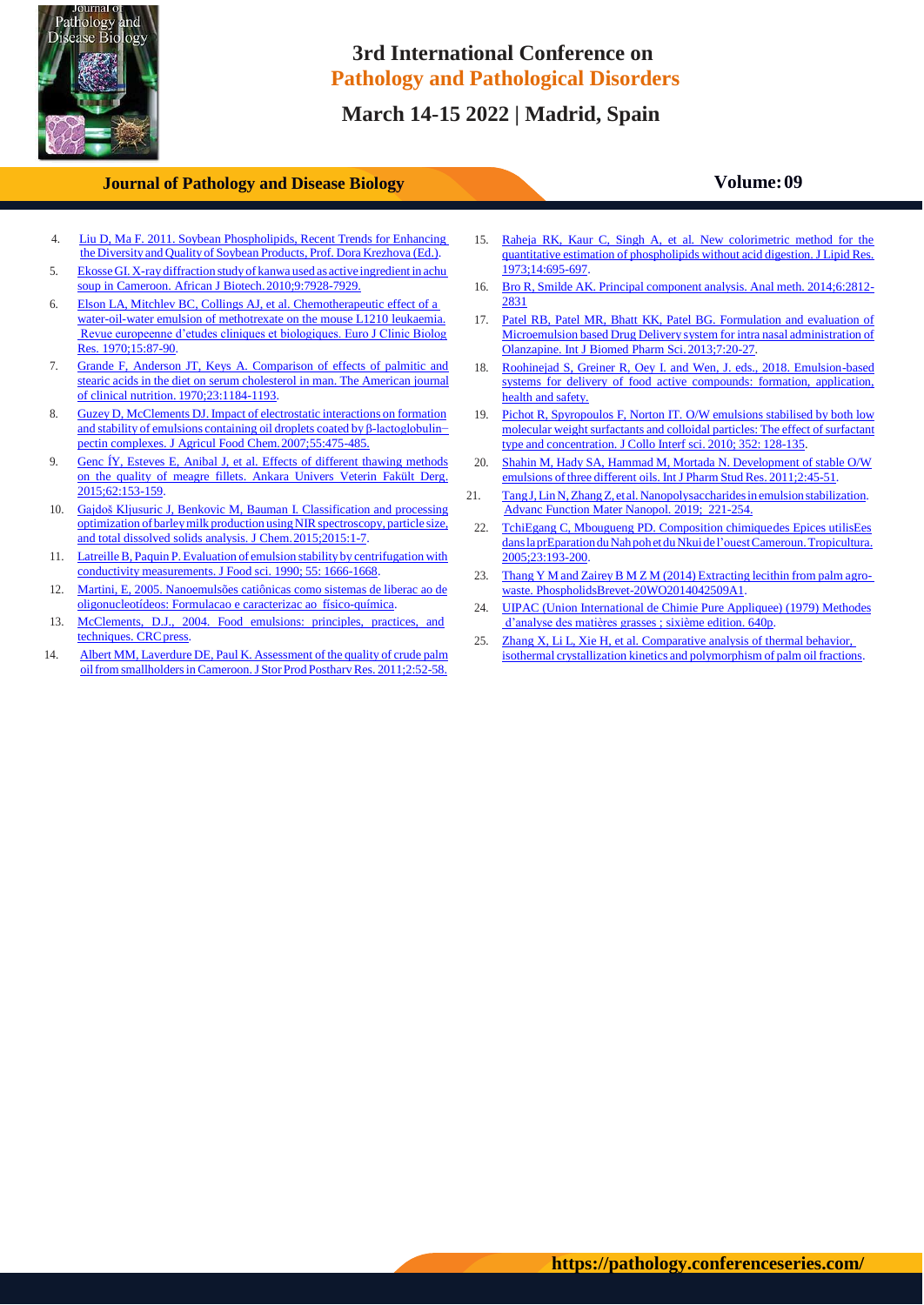4. Liu D, Ma F. 2011. Soybean Phospholipids, Recent Trends for Enhancing the Diversity and Quality of Soybean Products, Prof. Dora Krezhova (Ed.).
5. Ekosse GI. X-ray diffraction study of kanwa used as active ingredient in achu soup in Cameroon. African J Biotech. 2010;9:7928-7929.
6. Elson LA, Mitchlev BC, Collings AJ, et al. Chemotherapeutic effect of a water-oil-water emulsion of methotrexate on the mouse L1210 leukaemia. Revue europeenne d'etudes cliniques et biologiques. Euro J Clinic Biolog Res. 1970;15:87-90.
7. Grande F, Anderson JT, Keys A. Comparison of effects of palmitic and stearic acids in the diet on serum cholesterol in man. The American journal of clinical nutrition. 1970;23:1184-1193.
8. Guzey D, McClements DJ. Impact of electrostatic interactions on formation and stability of emulsions containing oil droplets coated by β-lactoglobulin–pectin complexes. J Agricul Food Chem. 2007;55:475-485.
9. Genc İY, Esteves E, Anibal J, et al. Effects of different thawing methods on the quality of meagre fillets. Ankara Univers Veterin Fakült Derg. 2015;62:153-159.
10. Gajdoš Kljusuric J, Benkovic M, Bauman I. Classification and processing optimization of barley milk production using NIR spectroscopy, particle size, and total dissolved solids analysis. J Chem. 2015;2015:1-7.
11. Latreille B, Paquin P. Evaluation of emulsion stability by centrifugation with conductivity measurements. J Food sci. 1990; 55: 1666-1668.
12. Martini, E, 2005. Nanoemulsões catiônicas como sistemas de liberac ao de oligonucleotídeos: Formulacao e caracterizac ao físico-química.
13. McClements, D.J., 2004. Food emulsions: principles, practices, and techniques. CRC press.
14. Albert MM, Laverdure DE, Paul K. Assessment of the quality of crude palm oil from smallholders in Cameroon. J Stor Prod Postharv Res. 2011;2:52-58.
15. Raheja RK, Kaur C, Singh A, et al. New colorimetric method for the quantitative estimation of phospholipids without acid digestion. J Lipid Res. 1973;14:695-697.
16. Bro R, Smilde AK. Principal component analysis. Anal meth. 2014;6:2812-2831
17. Patel RB, Patel MR, Bhatt KK, Patel BG. Formulation and evaluation of Microemulsion based Drug Delivery system for intra nasal administration of Olanzapine. Int J Biomed Pharm Sci. 2013;7:20-27.
18. Roohinejad S, Greiner R, Oey I. and Wen, J. eds., 2018. Emulsion-based systems for delivery of food active compounds: formation, application, health and safety.
19. Pichot R, Spyropoulos F, Norton IT. O/W emulsions stabilised by both low molecular weight surfactants and colloidal particles: The effect of surfactant type and concentration. J Collo Interf sci. 2010; 352: 128-135.
20. Shahin M, Hady SA, Hammad M, Mortada N. Development of stable O/W emulsions of three different oils. Int J Pharm Stud Res. 2011;2:45-51.
21. Tang J, Lin N, Zhang Z, et al. Nanopolysaccharides in emulsion stabilization. Advanc Function Mater Nanopol. 2019; 221-254.
22. TchiEgang C, Mbougueng PD. Composition chimique des Epices utilisEes dans la prEparation du Nah poh et du Nkui de l'ouest Cameroun. Tropicultura. 2005;23:193-200.
23. Thang Y M and Zairey B M Z M (2014) Extracting lecithin from palm agro-waste. PhospholidsBrevet-20WO2014042509A1.
24. UIPAC (Union International de Chimie Pure Appliquee) (1979) Methodes d'analyse des matières grasses ; sixième edition. 640p.
25. Zhang X, Li L, Xie H, et al. Comparative analysis of thermal behavior, isothermal crystallization kinetics and polymorphism of palm oil fractions.